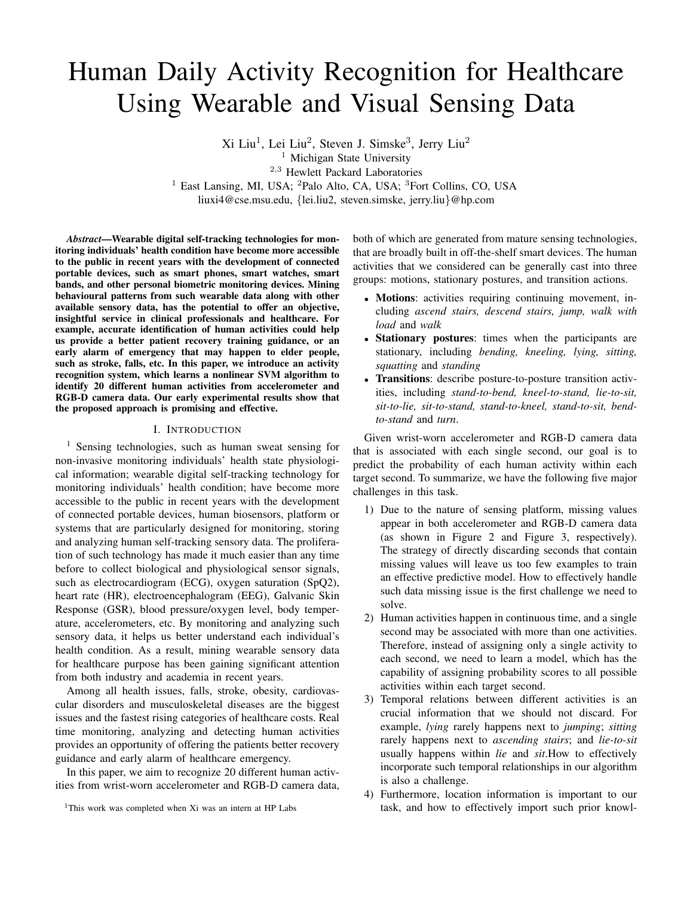# Human Daily Activity Recognition for Healthcare Using Wearable and Visual Sensing Data

Xi Liu[1], Lei Liu[2], Steven J. Simske[3], Jerry Liu[2]

[1] Michigan State University

[2,3] Hewlett Packard Laboratories

[1] East Lansing, MI, USA; [2]Palo Alto, CA, USA; [3]Fort Collins, CO, USA

liuxi4@cse.msu.edu, {lei.liu2, steven.simske, jerry.liu}@hp.com

***Abstract*—Wearable digital self-tracking technologies for monitoring individuals' health condition have become more accessible to the public in recent years with the development of connected portable devices, such as smart phones, smart watches, smart bands, and other personal biometric monitoring devices. Mining behavioural patterns from such wearable data along with other available sensory data, has the potential to offer an objective, insightful service in clinical professionals and healthcare. For example, accurate identification of human activities could help us provide a better patient recovery training guidance, or an early alarm of emergency that may happen to elder people, such as stroke, falls, etc. In this paper, we introduce an activity recognition system, which learns a nonlinear SVM algorithm to identify 20 different human activities from accelerometer and RGB-D camera data. Our early experimental results show that the proposed approach is promising and effective.**

## I. Introduction

[1] Sensing technologies, such as human sweat sensing for non-invasive monitoring individuals' health state physiological information; wearable digital self-tracking technology for monitoring individuals' health condition; have become more accessible to the public in recent years with the development of connected portable devices, human biosensors, platform or systems that are particularly designed for monitoring, storing and analyzing human self-tracking sensory data. The proliferation of such technology has made it much easier than any time before to collect biological and physiological sensor signals, such as electrocardiogram (ECG), oxygen saturation (SpQ2), heart rate (HR), electroencephalogram (EEG), Galvanic Skin Response (GSR), blood pressure/oxygen level, body temperature, accelerometers, etc. By monitoring and analyzing such sensory data, it helps us better understand each individual's health condition. As a result, mining wearable sensory data for healthcare purpose has been gaining significant attention from both industry and academia in recent years.

Among all health issues, falls, stroke, obesity, cardiovascular disorders and musculoskeletal diseases are the biggest issues and the fastest rising categories of healthcare costs. Real time monitoring, analyzing and detecting human activities provides an opportunity of offering the patients better recovery guidance and early alarm of healthcare emergency.

In this paper, we aim to recognize 20 different human activities from wrist-worn accelerometer and RGB-D camera data, both of which are generated from mature sensing technologies, that are broadly built in off-the-shelf smart devices. The human activities that we considered can be generally cast into three groups: motions, stationary postures, and transition actions.

- **Motions**: activities requiring continuing movement, including *ascend stairs, descend stairs, jump, walk with load* and *walk*
- **Stationary postures**: times when the participants are stationary, including *bending, kneeling, lying, sitting, squatting* and *standing*
- **Transitions**: describe posture-to-posture transition activities, including *stand-to-bend, kneel-to-stand, lie-to-sit, sit-to-lie, sit-to-stand, stand-to-kneel, stand-to-sit, bend-to-stand* and *turn*.

Given wrist-worn accelerometer and RGB-D camera data that is associated with each single second, our goal is to predict the probability of each human activity within each target second. To summarize, we have the following five major challenges in this task.

1) Due to the nature of sensing platform, missing values appear in both accelerometer and RGB-D camera data (as shown in Figure 2 and Figure 3, respectively). The strategy of directly discarding seconds that contain missing values will leave us too few examples to train an effective predictive model. How to effectively handle such data missing issue is the first challenge we need to solve.
2) Human activities happen in continuous time, and a single second may be associated with more than one activities. Therefore, instead of assigning only a single activity to each second, we need to learn a model, which has the capability of assigning probability scores to all possible activities within each target second.
3) Temporal relations between different activities is an crucial information that we should not discard. For example, *lying* rarely happens next to *jumping*; *sitting* rarely happens next to *ascending stairs*; and *lie-to-sit* usually happens within *lie* and *sit*.How to effectively incorporate such temporal relationships in our algorithm is also a challenge.
4) Furthermore, location information is important to our task, and how to effectively import such prior knowl-

[1]This work was completed when Xi was an intern at HP Labs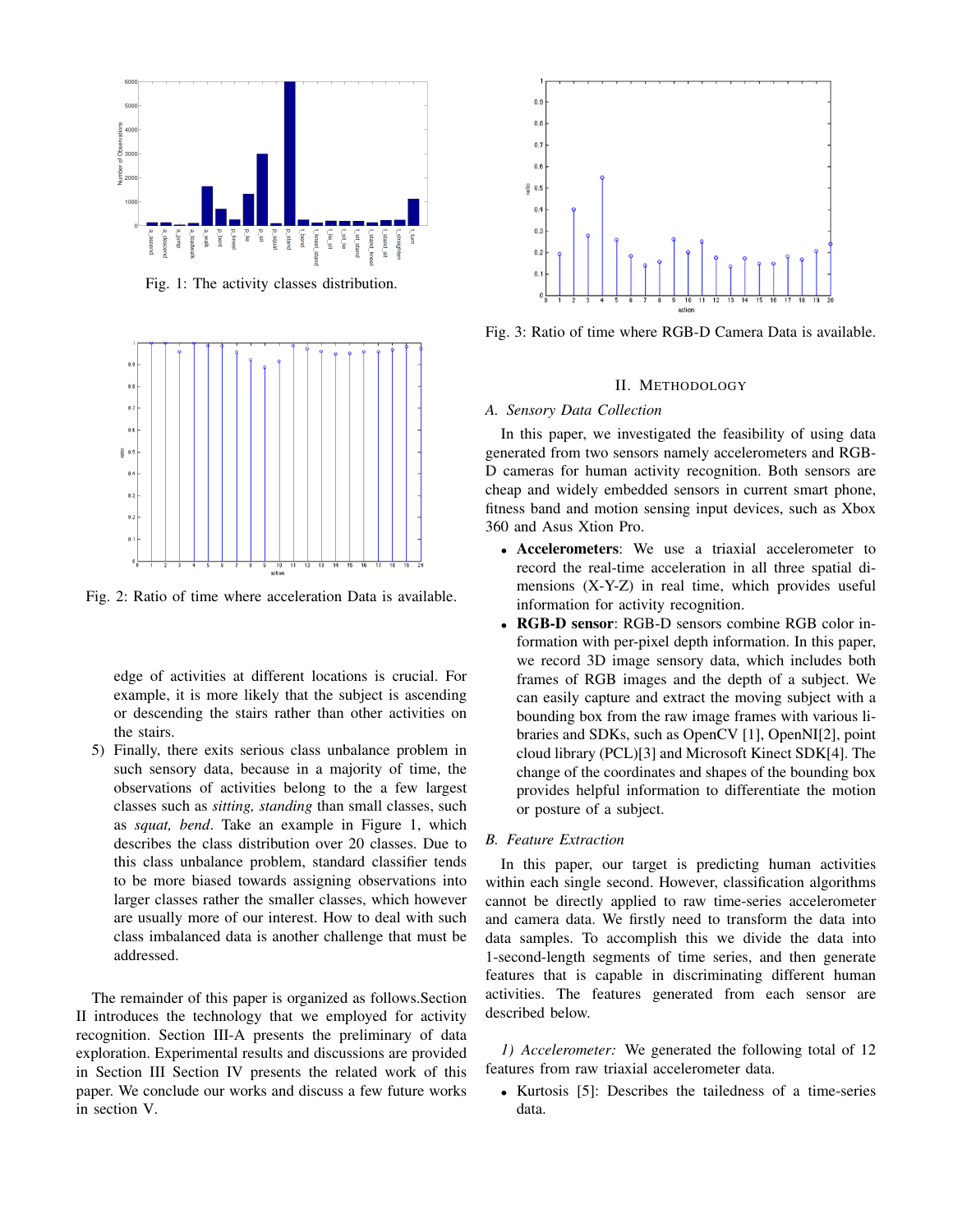Fig. 1: The activity classes distribution.

Fig. 2: Ratio of time where acceleration Data is available.

edge of activities at different locations is crucial. For example, it is more likely that the subject is ascending or descending the stairs rather than other activities on the stairs.

5) Finally, there exits serious class unbalance problem in such sensory data, because in a majority of time, the observations of activities belong to the a few largest classes such as *sitting, standing* than small classes, such as *squat, bend*. Take an example in Figure 1, which describes the class distribution over 20 classes. Due to this class unbalance problem, standard classifier tends to be more biased towards assigning observations into larger classes rather the smaller classes, which however are usually more of our interest. How to deal with such class imbalanced data is another challenge that must be addressed.

The remainder of this paper is organized as follows.Section II introduces the technology that we employed for activity recognition. Section III-A presents the preliminary of data exploration. Experimental results and discussions are provided in Section III Section IV presents the related work of this paper. We conclude our works and discuss a few future works in section V.

Fig. 3: Ratio of time where RGB-D Camera Data is available.

## II. Methodology

### A. Sensory Data Collection

In this paper, we investigated the feasibility of using data generated from two sensors namely accelerometers and RGB-D cameras for human activity recognition. Both sensors are cheap and widely embedded sensors in current smart phone, fitness band and motion sensing input devices, such as Xbox 360 and Asus Xtion Pro.

- **Accelerometers**: We use a triaxial accelerometer to record the real-time acceleration in all three spatial dimensions (X-Y-Z) in real time, which provides useful information for activity recognition.
- **RGB-D sensor**: RGB-D sensors combine RGB color information with per-pixel depth information. In this paper, we record 3D image sensory data, which includes both frames of RGB images and the depth of a subject. We can easily capture and extract the moving subject with a bounding box from the raw image frames with various libraries and SDKs, such as OpenCV [1], OpenNI[2], point cloud library (PCL)[3] and Microsoft Kinect SDK[4]. The change of the coordinates and shapes of the bounding box provides helpful information to differentiate the motion or posture of a subject.

### B. Feature Extraction

In this paper, our target is predicting human activities within each single second. However, classification algorithms cannot be directly applied to raw time-series accelerometer and camera data. We firstly need to transform the data into data samples. To accomplish this we divide the data into 1-second-length segments of time series, and then generate features that is capable in discriminating different human activities. The features generated from each sensor are described below.

*1) Accelerometer:* We generated the following total of 12 features from raw triaxial accelerometer data.

- Kurtosis [5]: Describes the tailedness of a time-series data.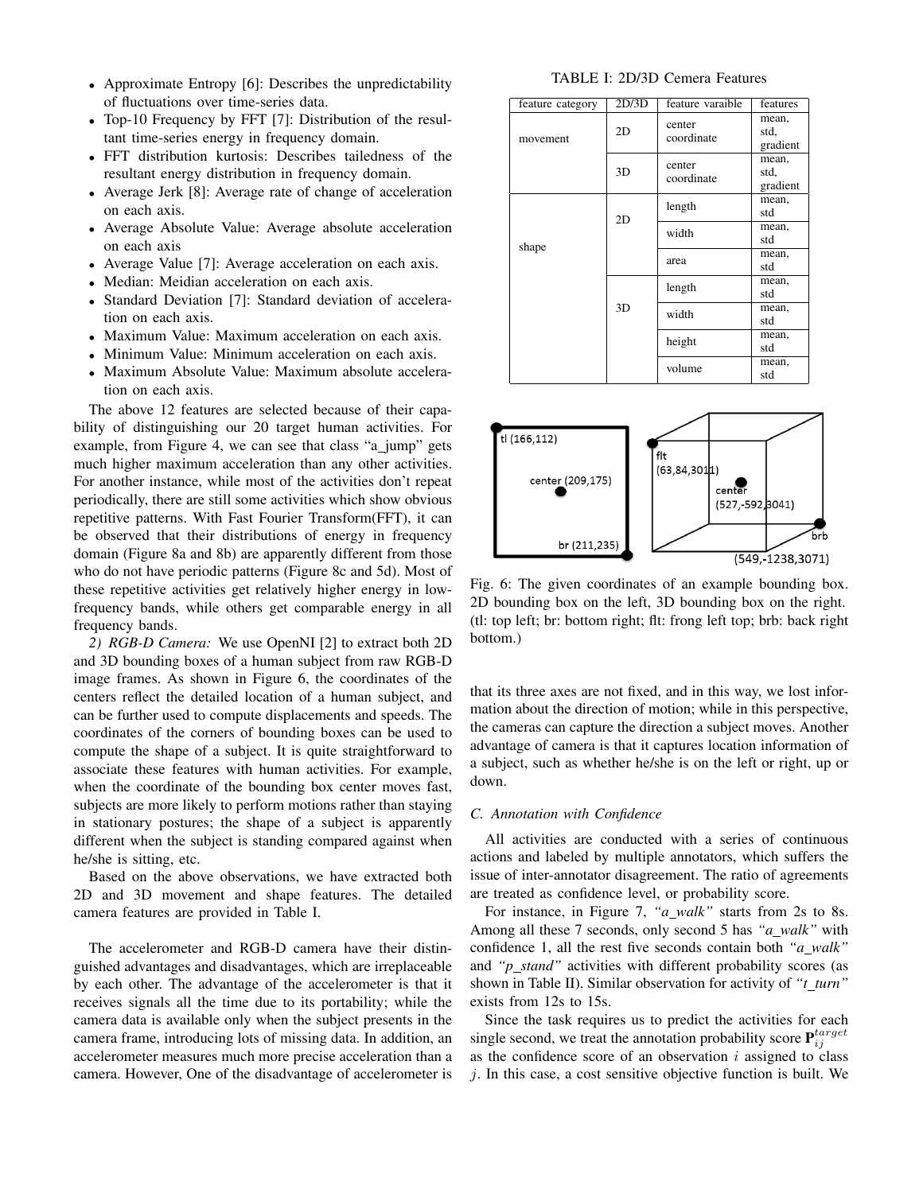- Approximate Entropy [6]: Describes the unpredictability of fluctuations over time-series data.
- Top-10 Frequency by FFT [7]: Distribution of the resultant time-series energy in frequency domain.
- FFT distribution kurtosis: Describes tailedness of the resultant energy distribution in frequency domain.
- Average Jerk [8]: Average rate of change of acceleration on each axis.
- Average Absolute Value: Average absolute acceleration on each axis
- Average Value [7]: Average acceleration on each axis.
- Median: Meidian acceleration on each axis.
- Standard Deviation [7]: Standard deviation of acceleration on each axis.
- Maximum Value: Maximum acceleration on each axis.
- Minimum Value: Minimum acceleration on each axis.
- Maximum Absolute Value: Maximum absolute acceleration on each axis.

The above 12 features are selected because of their capability of distinguishing our 20 target human activities. For example, from Figure 4, we can see that class "a_jump" gets much higher maximum acceleration than any other activities. For another instance, while most of the activities don't repeat periodically, there are still some activities which show obvious repetitive patterns. With Fast Fourier Transform(FFT), it can be observed that their distributions of energy in frequency domain (Figure 8a and 8b) are apparently different from those who do not have periodic patterns (Figure 8c and 5d). Most of these repetitive activities get relatively higher energy in low-frequency bands, while others get comparable energy in all frequency bands.

*2) RGB-D Camera:* We use OpenNI [2] to extract both 2D and 3D bounding boxes of a human subject from raw RGB-D image frames. As shown in Figure 6, the coordinates of the centers reflect the detailed location of a human subject, and can be further used to compute displacements and speeds. The coordinates of the corners of bounding boxes can be used to compute the shape of a subject. It is quite straightforward to associate these features with human activities. For example, when the coordinate of the bounding box center moves fast, subjects are more likely to perform motions rather than staying in stationary postures; the shape of a subject is apparently different when the subject is standing compared against when he/she is sitting, etc.

Based on the above observations, we have extracted both 2D and 3D movement and shape features. The detailed camera features are provided in Table I.

The accelerometer and RGB-D camera have their distinguished advantages and disadvantages, which are irreplaceable by each other. The advantage of the accelerometer is that it receives signals all the time due to its portability; while the camera data is available only when the subject presents in the camera frame, introducing lots of missing data. In addition, an accelerometer measures much more precise acceleration than a camera. However, One of the disadvantage of accelerometer is that its three axes are not fixed, and in this way, we lost information about the direction of motion; while in this perspective, the cameras can capture the direction a subject moves. Another advantage of camera is that it captures location information of a subject, such as whether he/she is on the left or right, up or down.

TABLE I: 2D/3D Cemera Features

| feature category | 2D/3D | feature varaible | features |
|---|---|---|---|
| movement | 2D | center coordinate | mean, std, gradient |
| | 3D | center coordinate | mean, std, gradient |
| shape | 2D | length | mean, std |
| | | width | mean, std |
| | | area | mean, std |
| | 3D | length | mean, std |
| | | width | mean, std |
| | | height | mean, std |
| | | volume | mean, std |

Fig. 6: The given coordinates of an example bounding box. 2D bounding box on the left, 3D bounding box on the right. (tl: top left; br: bottom right; flt: frong left top; brb: back right bottom.)

### C. Annotation with Confidence

All activities are conducted with a series of continuous actions and labeled by multiple annotators, which suffers the issue of inter-annotator disagreement. The ratio of agreements are treated as confidence level, or probability score.

For instance, in Figure 7, *"a_walk"* starts from 2s to 8s. Among all these 7 seconds, only second 5 has *"a_walk"* with confidence 1, all the rest five seconds contain both *"a_walk"* and *"p_stand"* activities with different probability scores (as shown in Table II). Similar observation for activity of *"t_turn"* exists from 12s to 15s.

Since the task requires us to predict the activities for each single second, we treat the annotation probability score $\mathbf{P}_{ij}^{target}$ as the confidence score of an observation $i$ assigned to class $j$. In this case, a cost sensitive objective function is built. We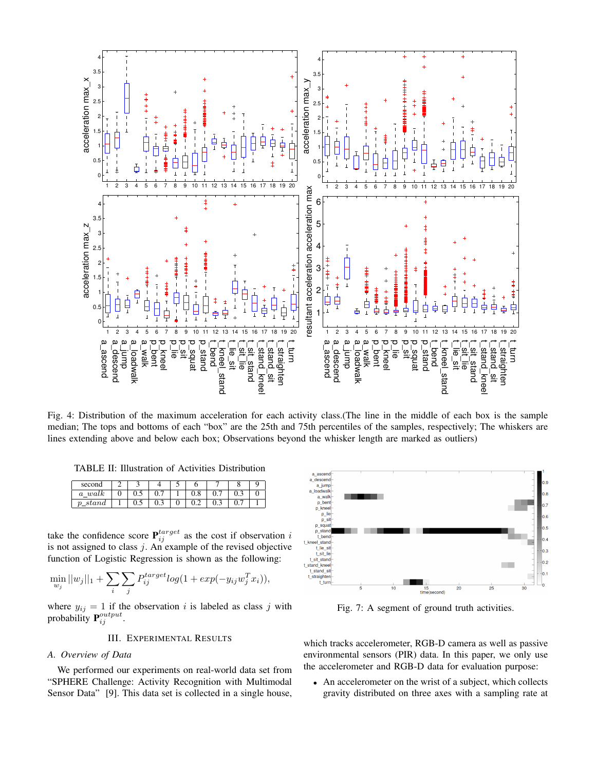Fig. 4: Distribution of the maximum acceleration for each activity class.(The line in the middle of each box is the sample median; The tops and bottoms of each "box" are the 25th and 75th percentiles of the samples, respectively; The whiskers are lines extending above and below each box; Observations beyond the whisker length are marked as outliers)

TABLE II: Illustration of Activities Distribution

| second | 2 | 3 | 4 | 5 | 6 | 7 | 8 | 9 |
|---|---|---|---|---|---|---|---|---|
| *a_walk* | 0 | 0.5 | 0.7 | 1 | 0.8 | 0.7 | 0.3 | 0 |
| *p_stand* | 1 | 0.5 | 0.3 | 0 | 0.2 | 0.3 | 0.7 | 1 |

take the confidence score $\mathbf{P}_{ij}^{target}$ as the cost if observation $i$ is not assigned to class $j$. An example of the revised objective function of Logistic Regression is shown as the following:

$$\min_{w_j} ||w_j||_1 + \sum_i \sum_j P_{ij}^{target} log(1 + exp(-y_{ij} w_j^T x_i)),$$

where $y_{ij} = 1$ if the observation $i$ is labeled as class $j$ with probability $\mathbf{P}_{ij}^{output}$.

## III. Experimental Results

### A. Overview of Data

We performed our experiments on real-world data set from "SPHERE Challenge: Activity Recognition with Multimodal Sensor Data" [9]. This data set is collected in a single house, which tracks accelerometer, RGB-D camera as well as passive environmental sensors (PIR) data. In this paper, we only use the accelerometer and RGB-D data for evaluation purpose:

Fig. 7: A segment of ground truth activities.

- An accelerometer on the wrist of a subject, which collects gravity distributed on three axes with a sampling rate at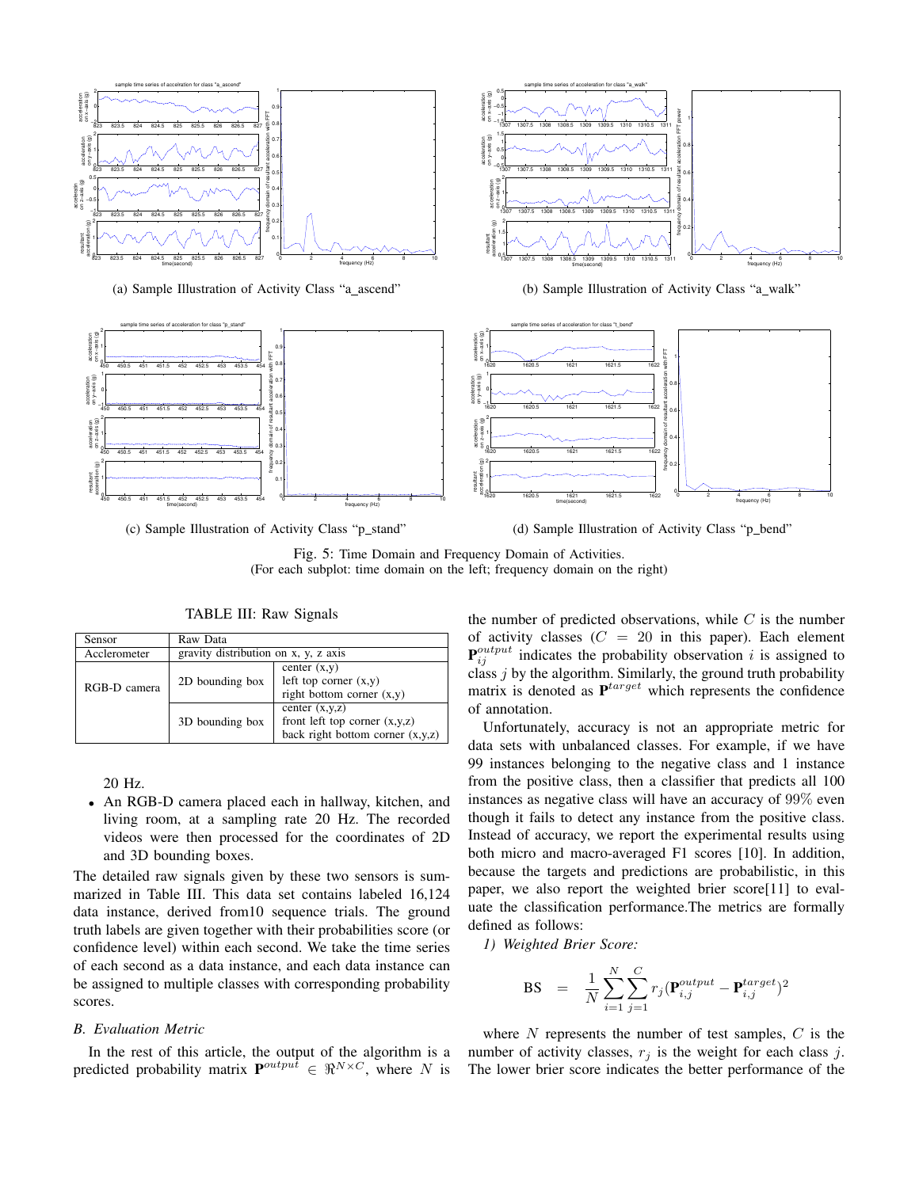(a) Sample Illustration of Activity Class "a_ascend"

(b) Sample Illustration of Activity Class "a_walk"

(c) Sample Illustration of Activity Class "p_stand"

(d) Sample Illustration of Activity Class "p_bend"

Fig. 5: Time Domain and Frequency Domain of Activities.
(For each subplot: time domain on the left; frequency domain on the right)

TABLE III: Raw Signals

| Sensor | Raw Data | |
|---|---|---|
| Acclerometer | gravity distribution on x, y, z axis | |
| RGB-D camera | 2D bounding box | center (x,y)<br>left top corner (x,y)<br>right bottom corner (x,y) |
| | 3D bounding box | center (x,y,z)<br>front left top corner (x,y,z)<br>back right bottom corner (x,y,z) |

20 Hz.

- An RGB-D camera placed each in hallway, kitchen, and living room, at a sampling rate 20 Hz. The recorded videos were then processed for the coordinates of 2D and 3D bounding boxes.

The detailed raw signals given by these two sensors is summarized in Table III. This data set contains labeled 16,124 data instance, derived from10 sequence trials. The ground truth labels are given together with their probabilities score (or confidence level) within each second. We take the time series of each second as a data instance, and each data instance can be assigned to multiple classes with corresponding probability scores.

### B. Evaluation Metric

In the rest of this article, the output of the algorithm is a predicted probability matrix $\mathbf{P}^{output} \in \Re^{N \times C}$, where $N$ is the number of predicted observations, while $C$ is the number of activity classes ($C = 20$ in this paper). Each element $\mathbf{P}^{output}_{ij}$ indicates the probability observation $i$ is assigned to class $j$ by the algorithm. Similarly, the ground truth probability matrix is denoted as $\mathbf{P}^{target}$ which represents the confidence of annotation.

Unfortunately, accuracy is not an appropriate metric for data sets with unbalanced classes. For example, if we have 99 instances belonging to the negative class and 1 instance from the positive class, then a classifier that predicts all 100 instances as negative class will have an accuracy of 99% even though it fails to detect any instance from the positive class. Instead of accuracy, we report the experimental results using both micro and macro-averaged F1 scores [10]. In addition, because the targets and predictions are probabilistic, in this paper, we also report the weighted brier score[11] to evaluate the classification performance.The metrics are formally defined as follows:

*1) Weighted Brier Score:*

$$\text{BS} \quad = \quad \frac{1}{N}\sum_{i=1}^{N}\sum_{j=1}^{C} r_j (\mathbf{P}^{output}_{i,j} - \mathbf{P}^{target}_{i,j})^2$$

where $N$ represents the number of test samples, $C$ is the number of activity classes, $r_j$ is the weight for each class $j$. The lower brier score indicates the better performance of the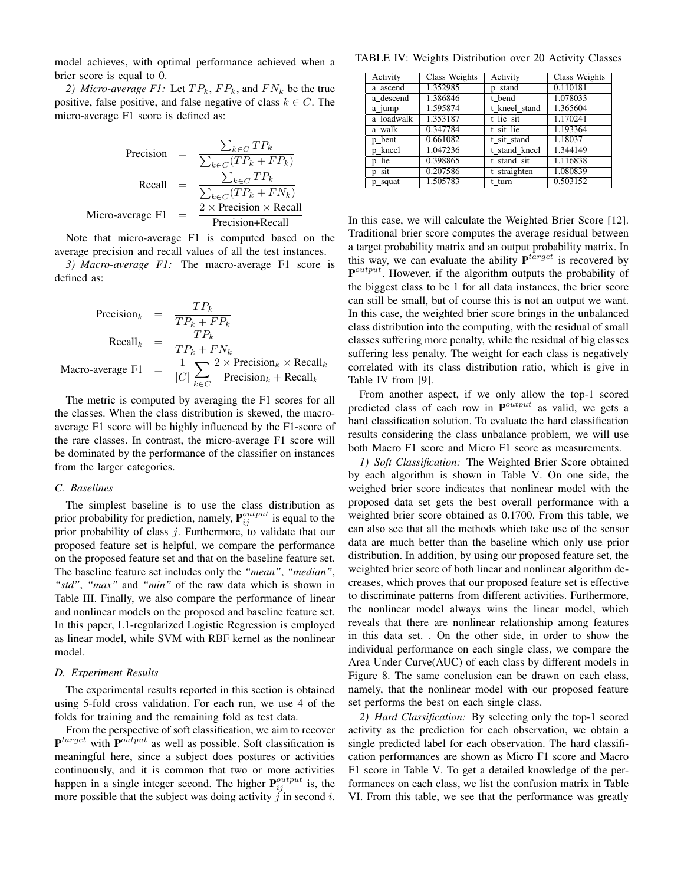model achieves, with optimal performance achieved when a brier score is equal to 0.

*2) Micro-average F1:* Let $TP_k$, $FP_k$, and $FN_k$ be the true positive, false positive, and false negative of class $k \in C$. The micro-average F1 score is defined as:

$$
\begin{aligned}
\text{Precision} &= \frac{\sum_{k \in C} TP_k}{\sum_{k \in C}(TP_k + FP_k)} \\
\text{Recall} &= \frac{\sum_{k \in C} TP_k}{\sum_{k \in C}(TP_k + FN_k)} \\
\text{Micro-average F1} &= \frac{2 \times \text{Precision} \times \text{Recall}}{\text{Precision+Recall}}
\end{aligned}
$$

Note that micro-average F1 is computed based on the average precision and recall values of all the test instances.

*3) Macro-average F1:* The macro-average F1 score is defined as:

$$
\begin{aligned}
\text{Precision}_k &= \frac{TP_k}{TP_k + FP_k} \\
\text{Recall}_k &= \frac{TP_k}{TP_k + FN_k} \\
\text{Macro-average F1} &= \frac{1}{|C|} \sum_{k \in C} \frac{2 \times \text{Precision}_k \times \text{Recall}_k}{\text{Precision}_k + \text{Recall}_k}
\end{aligned}
$$

The metric is computed by averaging the F1 scores for all the classes. When the class distribution is skewed, the macro-average F1 score will be highly influenced by the F1-score of the rare classes. In contrast, the micro-average F1 score will be dominated by the performance of the classifier on instances from the larger categories.

### C. Baselines

The simplest baseline is to use the class distribution as prior probability for prediction, namely, $\mathbf{P}^{output}_{ij}$ is equal to the prior probability of class $j$. Furthermore, to validate that our proposed feature set is helpful, we compare the performance on the proposed feature set and that on the baseline feature set. The baseline feature set includes only the *"mean"*, *"median"*, *"std"*, *"max"* and *"min"* of the raw data which is shown in Table III. Finally, we also compare the performance of linear and nonlinear models on the proposed and baseline feature set. In this paper, L1-regularized Logistic Regression is employed as linear model, while SVM with RBF kernel as the nonlinear model.

### D. Experiment Results

The experimental results reported in this section is obtained using 5-fold cross validation. For each run, we use 4 of the folds for training and the remaining fold as test data.

From the perspective of soft classification, we aim to recover $\mathbf{P}^{target}$ with $\mathbf{P}^{output}$ as well as possible. Soft classification is meaningful here, since a subject does postures or activities continuously, and it is common that two or more activities happen in a single integer second. The higher $\mathbf{P}^{output}_{ij}$ is, the more possible that the subject was doing activity $j$ in second $i$.

TABLE IV: Weights Distribution over 20 Activity Classes

| Activity | Class Weights | Activity | Class Weights |
|---|---|---|---|
| a_ascend | 1.352985 | p_stand | 0.110181 |
| a_descend | 1.386846 | t_bend | 1.078033 |
| a_jump | 1.595874 | t_kneel_stand | 1.365604 |
| a_loadwalk | 1.353187 | t_lie_sit | 1.170241 |
| a_walk | 0.347784 | t_sit_lie | 1.193364 |
| p_bent | 0.661082 | t_sit_stand | 1.18037 |
| p_kneel | 1.047236 | t_stand_kneel | 1.344149 |
| p_lie | 0.398865 | t_stand_sit | 1.116838 |
| p_sit | 0.207586 | t_straighten | 1.080839 |
| p_squat | 1.505783 | t_turn | 0.503152 |

In this case, we will calculate the Weighted Brier Score [12]. Traditional brier score computes the average residual between a target probability matrix and an output probability matrix. In this way, we can evaluate the ability $\mathbf{P}^{target}$ is recovered by $\mathbf{P}^{output}$. However, if the algorithm outputs the probability of the biggest class to be 1 for all data instances, the brier score can still be small, but of course this is not an output we want. In this case, the weighted brier score brings in the unbalanced class distribution into the computing, with the residual of small classes suffering more penalty, while the residual of big classes suffering less penalty. The weight for each class is negatively correlated with its class distribution ratio, which is give in Table IV from [9].

From another aspect, if we only allow the top-1 scored predicted class of each row in $\mathbf{P}^{output}$ as valid, we gets a hard classification solution. To evaluate the hard classification results considering the class unbalance problem, we will use both Macro F1 score and Micro F1 score as measurements.

*1) Soft Classification:* The Weighted Brier Score obtained by each algorithm is shown in Table V. On one side, the weighed brier score indicates that nonlinear model with the proposed data set gets the best overall performance with a weighted brier score obtained as 0.1700. From this table, we can also see that all the methods which take use of the sensor data are much better than the baseline which only use prior distribution. In addition, by using our proposed feature set, the weighted brier score of both linear and nonlinear algorithm decreases, which proves that our proposed feature set is effective to discriminate patterns from different activities. Furthermore, the nonlinear model always wins the linear model, which reveals that there are nonlinear relationship among features in this data set. . On the other side, in order to show the individual performance on each single class, we compare the Area Under Curve(AUC) of each class by different models in Figure 8. The same conclusion can be drawn on each class, namely, that the nonlinear model with our proposed feature set performs the best on each single class.

*2) Hard Classification:* By selecting only the top-1 scored activity as the prediction for each observation, we obtain a single predicted label for each observation. The hard classification performances are shown as Micro F1 score and Macro F1 score in Table V. To get a detailed knowledge of the performances on each class, we list the confusion matrix in Table VI. From this table, we see that the performance was greatly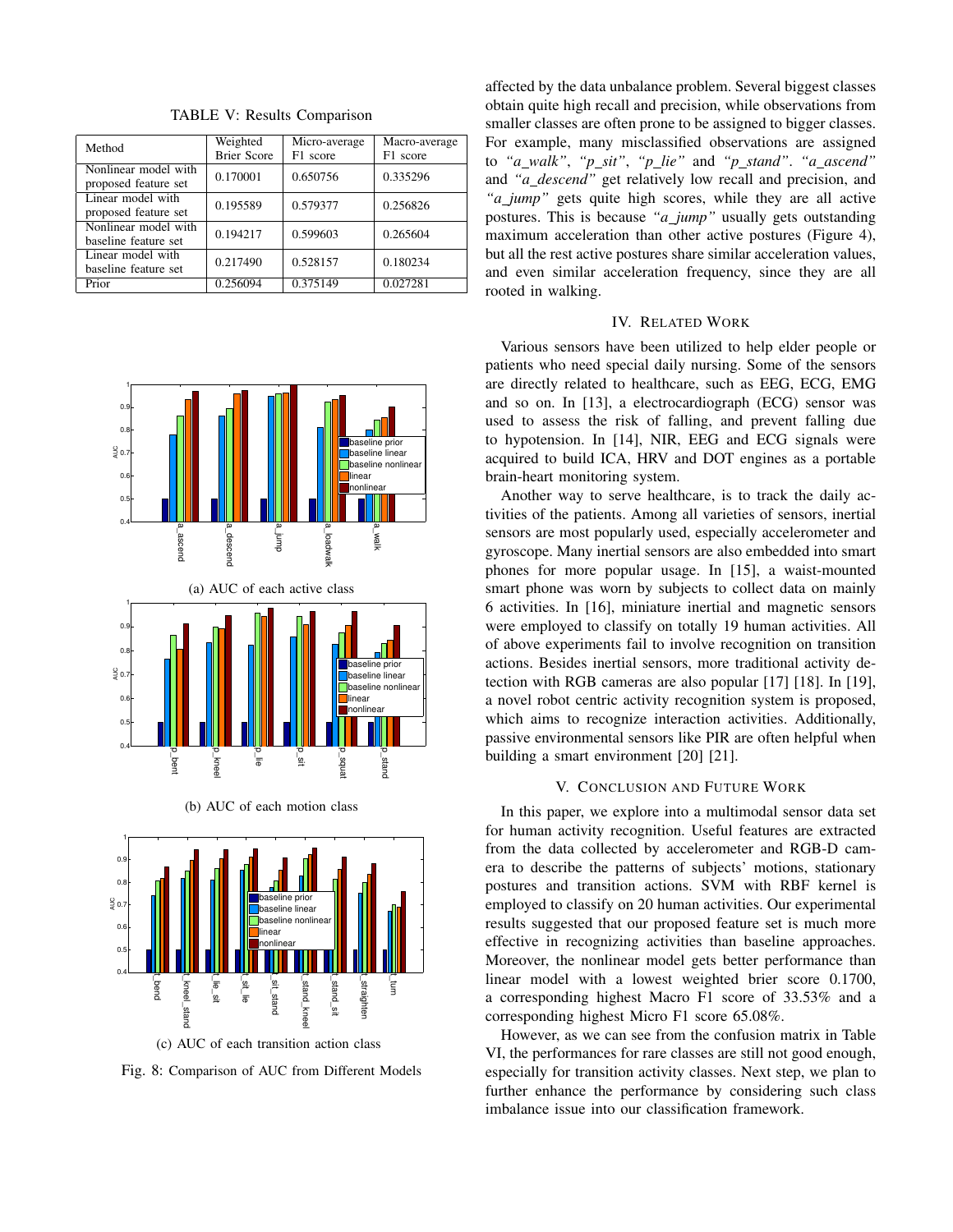TABLE V: Results Comparison

| Method | Weighted Brier Score | Micro-average F1 score | Macro-average F1 score |
|---|---|---|---|
| Nonlinear model with proposed feature set | 0.170001 | 0.650756 | 0.335296 |
| Linear model with proposed feature set | 0.195589 | 0.579377 | 0.256826 |
| Nonlinear model with baseline feature set | 0.194217 | 0.599603 | 0.265604 |
| Linear model with baseline feature set | 0.217490 | 0.528157 | 0.180234 |
| Prior | 0.256094 | 0.375149 | 0.027281 |

(a) AUC of each active class

(b) AUC of each motion class

(c) AUC of each transition action class

Fig. 8: Comparison of AUC from Different Models

affected by the data unbalance problem. Several biggest classes obtain quite high recall and precision, while observations from smaller classes are often prone to be assigned to bigger classes. For example, many misclassified observations are assigned to *"a_walk"*, *"p_sit"*, *"p_lie"* and *"p_stand"*. *"a_ascend"* and *"a_descend"* get relatively low recall and precision, and *"a_jump"* gets quite high scores, while they are all active postures. This is because *"a_jump"* usually gets outstanding maximum acceleration than other active postures (Figure 4), but all the rest active postures share similar acceleration values, and even similar acceleration frequency, since they are all rooted in walking.

## IV. Related Work

Various sensors have been utilized to help elder people or patients who need special daily nursing. Some of the sensors are directly related to healthcare, such as EEG, ECG, EMG and so on. In [13], a electrocardiograph (ECG) sensor was used to assess the risk of falling, and prevent falling due to hypotension. In [14], NIR, EEG and ECG signals were acquired to build ICA, HRV and DOT engines as a portable brain-heart monitoring system.

Another way to serve healthcare, is to track the daily activities of the patients. Among all varieties of sensors, inertial sensors are most popularly used, especially accelerometer and gyroscope. Many inertial sensors are also embedded into smart phones for more popular usage. In [15], a waist-mounted smart phone was worn by subjects to collect data on mainly 6 activities. In [16], miniature inertial and magnetic sensors were employed to classify on totally 19 human activities. All of above experiments fail to involve recognition on transition actions. Besides inertial sensors, more traditional activity detection with RGB cameras are also popular [17] [18]. In [19], a novel robot centric activity recognition system is proposed, which aims to recognize interaction activities. Additionally, passive environmental sensors like PIR are often helpful when building a smart environment [20] [21].

## V. Conclusion and Future Work

In this paper, we explore into a multimodal sensor data set for human activity recognition. Useful features are extracted from the data collected by accelerometer and RGB-D camera to describe the patterns of subjects' motions, stationary postures and transition actions. SVM with RBF kernel is employed to classify on 20 human activities. Our experimental results suggested that our proposed feature set is much more effective in recognizing activities than baseline approaches. Moreover, the nonlinear model gets better performance than linear model with a lowest weighted brier score 0.1700, a corresponding highest Macro F1 score of 33.53% and a corresponding highest Micro F1 score 65.08%.

However, as we can see from the confusion matrix in Table VI, the performances for rare classes are still not good enough, especially for transition activity classes. Next step, we plan to further enhance the performance by considering such class imbalance issue into our classification framework.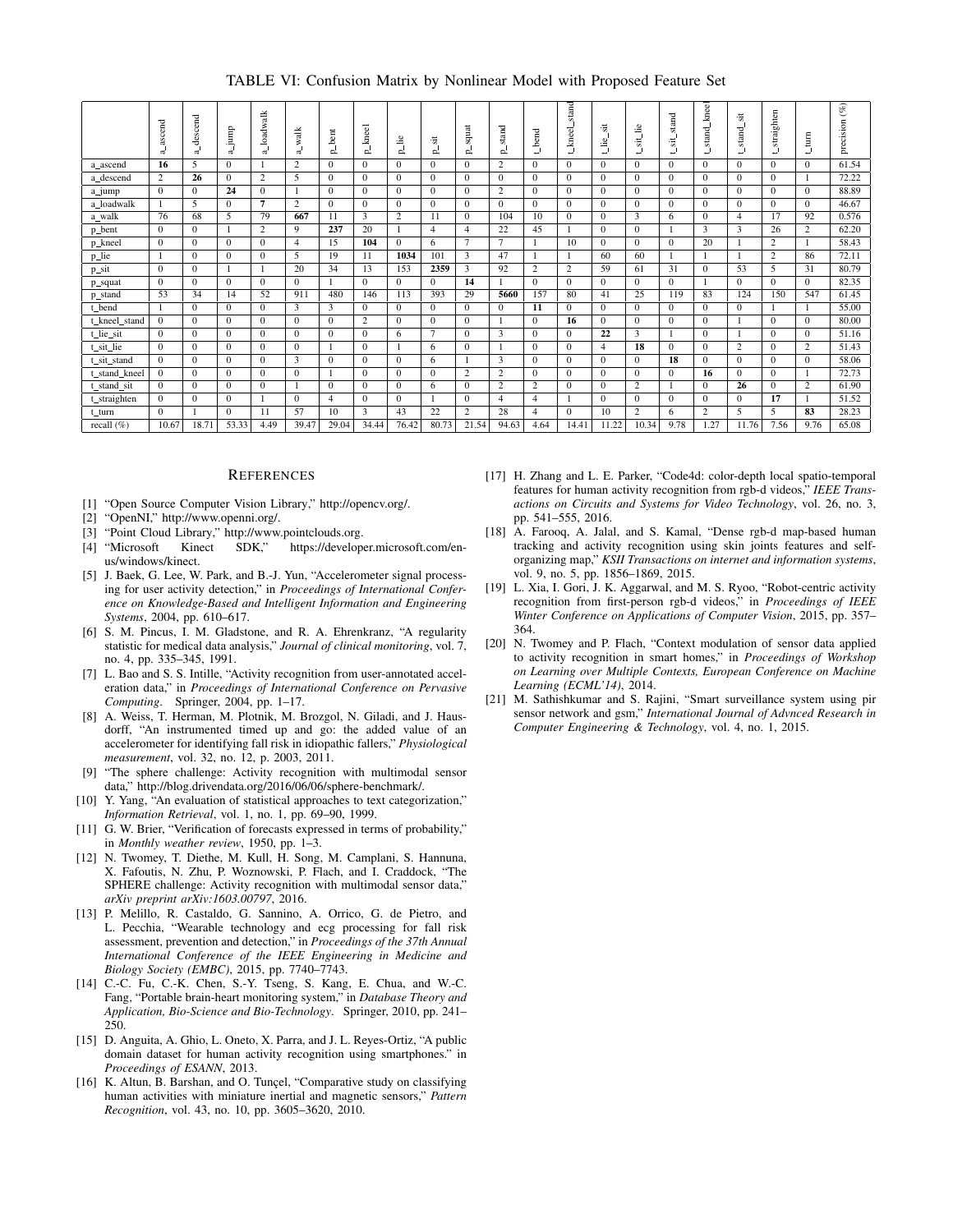TABLE VI: Confusion Matrix by Nonlinear Model with Proposed Feature Set

| | a_ascend | a_descend | a_jump | a_loadwalk | a_walk | p_bent | p_kneel | p_lie | p_sit | p_squat | p_stand | t_bend | t_kneel_stand | t_lie_sit | t_sit_lie | t_sit_stand | t_stand_kneel | t_stand_sit | t_straighten | t_turn | precision (%) |
|---|---|---|---|---|---|---|---|---|---|---|---|---|---|---|---|---|---|---|---|---|---|
| a_ascend | **16** | 5 | 0 | 1 | 2 | 0 | 0 | 0 | 0 | 0 | 2 | 0 | 0 | 0 | 0 | 0 | 0 | 0 | 0 | 0 | 61.54 |
| a_descend | 2 | **26** | 0 | 2 | 5 | 0 | 0 | 0 | 0 | 0 | 0 | 0 | 0 | 0 | 0 | 0 | 0 | 0 | 0 | 1 | 72.22 |
| a_jump | 0 | 0 | **24** | 0 | 1 | 0 | 0 | 0 | 0 | 0 | 2 | 0 | 0 | 0 | 0 | 0 | 0 | 0 | 0 | 0 | 88.89 |
| a_loadwalk | 1 | 5 | 0 | **7** | 2 | 0 | 0 | 0 | 0 | 0 | 0 | 0 | 0 | 0 | 0 | 0 | 0 | 0 | 0 | 0 | 46.67 |
| a_walk | 76 | 68 | 5 | 79 | **667** | 11 | 3 | 2 | 11 | 0 | 104 | 10 | 0 | 0 | 3 | 6 | 0 | 4 | 17 | 92 | 0.576 |
| p_bent | 0 | 0 | 1 | 2 | 9 | **237** | 20 | 1 | 4 | 4 | 22 | 45 | 1 | 0 | 0 | 1 | 3 | 3 | 26 | 2 | 62.20 |
| p_kneel | 0 | 0 | 0 | 0 | 4 | 15 | **104** | 0 | 6 | 7 | 7 | 1 | 10 | 0 | 0 | 0 | 20 | 1 | 2 | 1 | 58.43 |
| p_lie | 1 | 0 | 0 | 0 | 5 | 19 | 11 | **1034** | 101 | 3 | 47 | 1 | 1 | 60 | 60 | 1 | 1 | 1 | 2 | 86 | 72.11 |
| p_sit | 0 | 0 | 1 | 1 | 20 | 34 | 13 | 153 | **2359** | 3 | 92 | 2 | 2 | 59 | 61 | 31 | 0 | 53 | 5 | 31 | 80.79 |
| p_squat | 0 | 0 | 0 | 0 | 0 | 1 | 0 | 0 | 0 | **14** | 1 | 0 | 0 | 0 | 0 | 0 | 1 | 0 | 0 | 0 | 82.35 |
| p_stand | 53 | 34 | 14 | 52 | 911 | 480 | 146 | 113 | 393 | 29 | **5660** | 157 | 80 | 41 | 25 | 119 | 83 | 124 | 150 | 547 | 61.45 |
| t_bend | 1 | 0 | 0 | 0 | 3 | 3 | 0 | 0 | 0 | 0 | 0 | **11** | 0 | 0 | 0 | 0 | 0 | 0 | 1 | 1 | 55.00 |
| t_kneel_stand | 0 | 0 | 0 | 0 | 0 | 0 | 2 | 0 | 0 | 0 | 1 | 0 | **16** | 0 | 0 | 0 | 0 | 1 | 0 | 0 | 80.00 |
| t_lie_sit | 0 | 0 | 0 | 0 | 0 | 0 | 0 | 6 | 7 | 0 | 3 | 0 | 0 | **22** | 3 | 1 | 0 | 1 | 0 | 0 | 51.16 |
| t_sit_lie | 0 | 0 | 0 | 0 | 0 | 1 | 0 | 1 | 6 | 0 | 1 | 0 | 0 | 4 | **18** | 0 | 0 | 2 | 0 | 2 | 51.43 |
| t_sit_stand | 0 | 0 | 0 | 0 | 3 | 0 | 0 | 0 | 6 | 1 | 3 | 0 | 0 | 0 | 0 | **18** | 0 | 0 | 0 | 0 | 58.06 |
| t_stand_kneel | 0 | 0 | 0 | 0 | 0 | 1 | 0 | 0 | 0 | 2 | 2 | 0 | 0 | 0 | 0 | 0 | **16** | 0 | 0 | 1 | 72.73 |
| t_stand_sit | 0 | 0 | 0 | 0 | 1 | 0 | 0 | 0 | 6 | 0 | 2 | 2 | 0 | 0 | 2 | 1 | 0 | **26** | 0 | 2 | 61.90 |
| t_straighten | 0 | 0 | 0 | 1 | 0 | 4 | 0 | 0 | 1 | 0 | 4 | 4 | 1 | 0 | 0 | 0 | 0 | 0 | **17** | 1 | 51.52 |
| t_turn | 0 | 1 | 0 | 11 | 57 | 10 | 3 | 43 | 22 | 2 | 28 | 4 | 0 | 10 | 2 | 6 | 2 | 5 | 5 | **83** | 28.23 |
| recall (%) | 10.67 | 18.71 | 53.33 | 4.49 | 39.47 | 29.04 | 34.44 | 76.42 | 80.73 | 21.54 | 94.63 | 4.64 | 14.41 | 11.22 | 10.34 | 9.78 | 1.27 | 11.76 | 7.56 | 9.76 | 65.08 |

## References

[1] "Open Source Computer Vision Library," http://opencv.org/.

[2] "OpenNI," http://www.openni.org/.

[3] "Point Cloud Library," http://www.pointclouds.org.

[4] "Microsoft Kinect SDK," https://developer.microsoft.com/en-us/windows/kinect.

[5] J. Baek, G. Lee, W. Park, and B.-J. Yun, "Accelerometer signal processing for user activity detection," in *Proceedings of International Conference on Knowledge-Based and Intelligent Information and Engineering Systems*, 2004, pp. 610–617.

[6] S. M. Pincus, I. M. Gladstone, and R. A. Ehrenkranz, "A regularity statistic for medical data analysis," *Journal of clinical monitoring*, vol. 7, no. 4, pp. 335–345, 1991.

[7] L. Bao and S. S. Intille, "Activity recognition from user-annotated acceleration data," in *Proceedings of International Conference on Pervasive Computing*. Springer, 2004, pp. 1–17.

[8] A. Weiss, T. Herman, M. Plotnik, M. Brozgol, N. Giladi, and J. Hausdorff, "An instrumented timed up and go: the added value of an accelerometer for identifying fall risk in idiopathic fallers," *Physiological measurement*, vol. 32, no. 12, p. 2003, 2011.

[9] "The sphere challenge: Activity recognition with multimodal sensor data," http://blog.drivendata.org/2016/06/06/sphere-benchmark/.

[10] Y. Yang, "An evaluation of statistical approaches to text categorization," *Information Retrieval*, vol. 1, no. 1, pp. 69–90, 1999.

[11] G. W. Brier, "Verification of forecasts expressed in terms of probability," in *Monthly weather review*, 1950, pp. 1–3.

[12] N. Twomey, T. Diethe, M. Kull, H. Song, M. Camplani, S. Hannuna, X. Fafoutis, N. Zhu, P. Woznowski, P. Flach, and I. Craddock, "The SPHERE challenge: Activity recognition with multimodal sensor data," *arXiv preprint arXiv:1603.00797*, 2016.

[13] P. Melillo, R. Castaldo, G. Sannino, A. Orrico, G. de Pietro, and L. Pecchia, "Wearable technology and ecg processing for fall risk assessment, prevention and detection," in *Proceedings of the 37th Annual International Conference of the IEEE Engineering in Medicine and Biology Society (EMBC)*, 2015, pp. 7740–7743.

[14] C.-C. Fu, C.-K. Chen, S.-Y. Tseng, S. Kang, E. Chua, and W.-C. Fang, "Portable brain-heart monitoring system," in *Database Theory and Application, Bio-Science and Bio-Technology*. Springer, 2010, pp. 241–250.

[15] D. Anguita, A. Ghio, L. Oneto, X. Parra, and J. L. Reyes-Ortiz, "A public domain dataset for human activity recognition using smartphones." in *Proceedings of ESANN*, 2013.

[16] K. Altun, B. Barshan, and O. Tunçel, "Comparative study on classifying human activities with miniature inertial and magnetic sensors," *Pattern Recognition*, vol. 43, no. 10, pp. 3605–3620, 2010.

[17] H. Zhang and L. E. Parker, "Code4d: color-depth local spatio-temporal features for human activity recognition from rgb-d videos," *IEEE Transactions on Circuits and Systems for Video Technology*, vol. 26, no. 3, pp. 541–555, 2016.

[18] A. Farooq, A. Jalal, and S. Kamal, "Dense rgb-d map-based human tracking and activity recognition using skin joints features and self-organizing map," *KSII Transactions on internet and information systems*, vol. 9, no. 5, pp. 1856–1869, 2015.

[19] L. Xia, I. Gori, J. K. Aggarwal, and M. S. Ryoo, "Robot-centric activity recognition from first-person rgb-d videos," in *Proceedings of IEEE Winter Conference on Applications of Computer Vision*, 2015, pp. 357–364.

[20] N. Twomey and P. Flach, "Context modulation of sensor data applied to activity recognition in smart homes," in *Proceedings of Workshop on Learning over Multiple Contexts, European Conference on Machine Learning (ECML'14)*, 2014.

[21] M. Sathishkumar and S. Rajini, "Smart surveillance system using pir sensor network and gsm," *International Journal of Advnced Research in Computer Engineering & Technology*, vol. 4, no. 1, 2015.